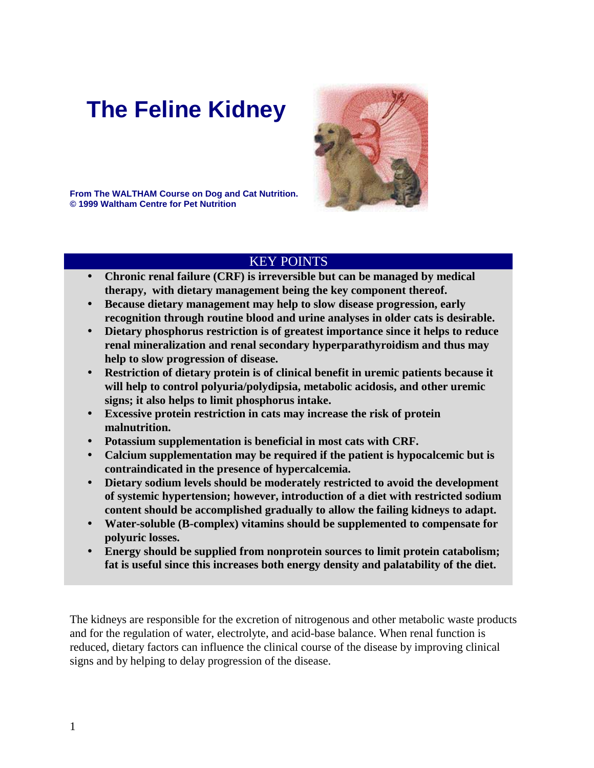# The Feline Kidney

**From The WALTHAM Course on Dog and Cat Nutrition.**
**© 1999 Waltham Centre for Pet Nutrition**

## KEY POINTS

- **Chronic renal failure (CRF) is irreversible but can be managed by medical therapy, with dietary management being the key component thereof.**
- **Because dietary management may help to slow disease progression, early recognition through routine blood and urine analyses in older cats is desirable.**
- **Dietary phosphorus restriction is of greatest importance since it helps to reduce renal mineralization and renal secondary hyperparathyroidism and thus may help to slow progression of disease.**
- **Restriction of dietary protein is of clinical benefit in uremic patients because it will help to control polyuria/polydipsia, metabolic acidosis, and other uremic signs; it also helps to limit phosphorus intake.**
- **Excessive protein restriction in cats may increase the risk of protein malnutrition.**
- **Potassium supplementation is beneficial in most cats with CRF.**
- **Calcium supplementation may be required if the patient is hypocalcemic but is contraindicated in the presence of hypercalcemia.**
- **Dietary sodium levels should be moderately restricted to avoid the development of systemic hypertension; however, introduction of a diet with restricted sodium content should be accomplished gradually to allow the failing kidneys to adapt.**
- **Water-soluble (B-complex) vitamins should be supplemented to compensate for polyuric losses.**
- **Energy should be supplied from nonprotein sources to limit protein catabolism; fat is useful since this increases both energy density and palatability of the diet.**

The kidneys are responsible for the excretion of nitrogenous and other metabolic waste products and for the regulation of water, electrolyte, and acid-base balance. When renal function is reduced, dietary factors can influence the clinical course of the disease by improving clinical signs and by helping to delay progression of the disease.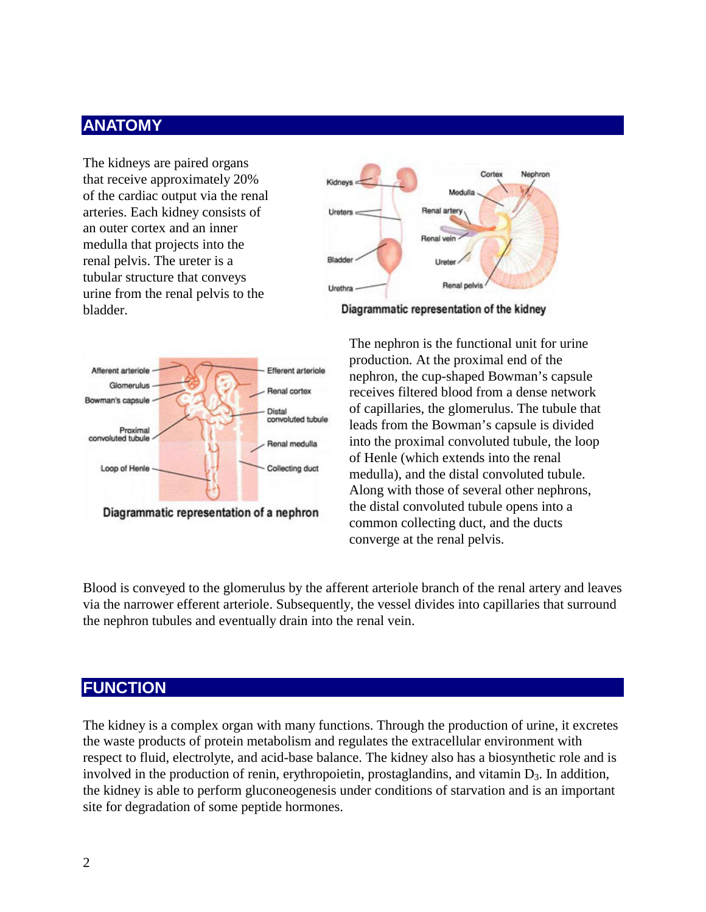## ANATOMY

The kidneys are paired organs that receive approximately 20% of the cardiac output via the renal arteries. Each kidney consists of an outer cortex and an inner medulla that projects into the renal pelvis. The ureter is a tubular structure that conveys urine from the renal pelvis to the bladder.

Diagrammatic representation of the kidney

Diagrammatic representation of a nephron

The nephron is the functional unit for urine production. At the proximal end of the nephron, the cup-shaped Bowman's capsule receives filtered blood from a dense network of capillaries, the glomerulus. The tubule that leads from the Bowman's capsule is divided into the proximal convoluted tubule, the loop of Henle (which extends into the renal medulla), and the distal convoluted tubule. Along with those of several other nephrons, the distal convoluted tubule opens into a common collecting duct, and the ducts converge at the renal pelvis.

Blood is conveyed to the glomerulus by the afferent arteriole branch of the renal artery and leaves via the narrower efferent arteriole. Subsequently, the vessel divides into capillaries that surround the nephron tubules and eventually drain into the renal vein.

## FUNCTION

The kidney is a complex organ with many functions. Through the production of urine, it excretes the waste products of protein metabolism and regulates the extracellular environment with respect to fluid, electrolyte, and acid-base balance. The kidney also has a biosynthetic role and is involved in the production of renin, erythropoietin, prostaglandins, and vitamin $D_3$. In addition, the kidney is able to perform gluconeogenesis under conditions of starvation and is an important site for degradation of some peptide hormones.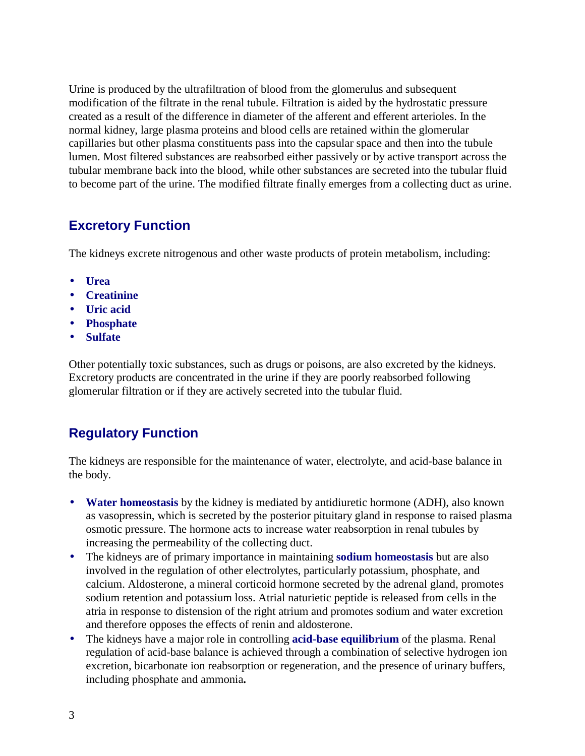Urine is produced by the ultrafiltration of blood from the glomerulus and subsequent modification of the filtrate in the renal tubule. Filtration is aided by the hydrostatic pressure created as a result of the difference in diameter of the afferent and efferent arterioles. In the normal kidney, large plasma proteins and blood cells are retained within the glomerular capillaries but other plasma constituents pass into the capsular space and then into the tubule lumen. Most filtered substances are reabsorbed either passively or by active transport across the tubular membrane back into the blood, while other substances are secreted into the tubular fluid to become part of the urine. The modified filtrate finally emerges from a collecting duct as urine.

## Excretory Function

The kidneys excrete nitrogenous and other waste products of protein metabolism, including:

- **Urea**
- **Creatinine**
- **Uric acid**
- **Phosphate**
- **Sulfate**

Other potentially toxic substances, such as drugs or poisons, are also excreted by the kidneys. Excretory products are concentrated in the urine if they are poorly reabsorbed following glomerular filtration or if they are actively secreted into the tubular fluid.

## Regulatory Function

The kidneys are responsible for the maintenance of water, electrolyte, and acid-base balance in the body.

- **Water homeostasis** by the kidney is mediated by antidiuretic hormone (ADH), also known as vasopressin, which is secreted by the posterior pituitary gland in response to raised plasma osmotic pressure. The hormone acts to increase water reabsorption in renal tubules by increasing the permeability of the collecting duct.
- The kidneys are of primary importance in maintaining **sodium homeostasis** but are also involved in the regulation of other electrolytes, particularly potassium, phosphate, and calcium. Aldosterone, a mineral corticoid hormone secreted by the adrenal gland, promotes sodium retention and potassium loss. Atrial naturietic peptide is released from cells in the atria in response to distension of the right atrium and promotes sodium and water excretion and therefore opposes the effects of renin and aldosterone.
- The kidneys have a major role in controlling **acid-base equilibrium** of the plasma. Renal regulation of acid-base balance is achieved through a combination of selective hydrogen ion excretion, bicarbonate ion reabsorption or regeneration, and the presence of urinary buffers, including phosphate and ammonia**.**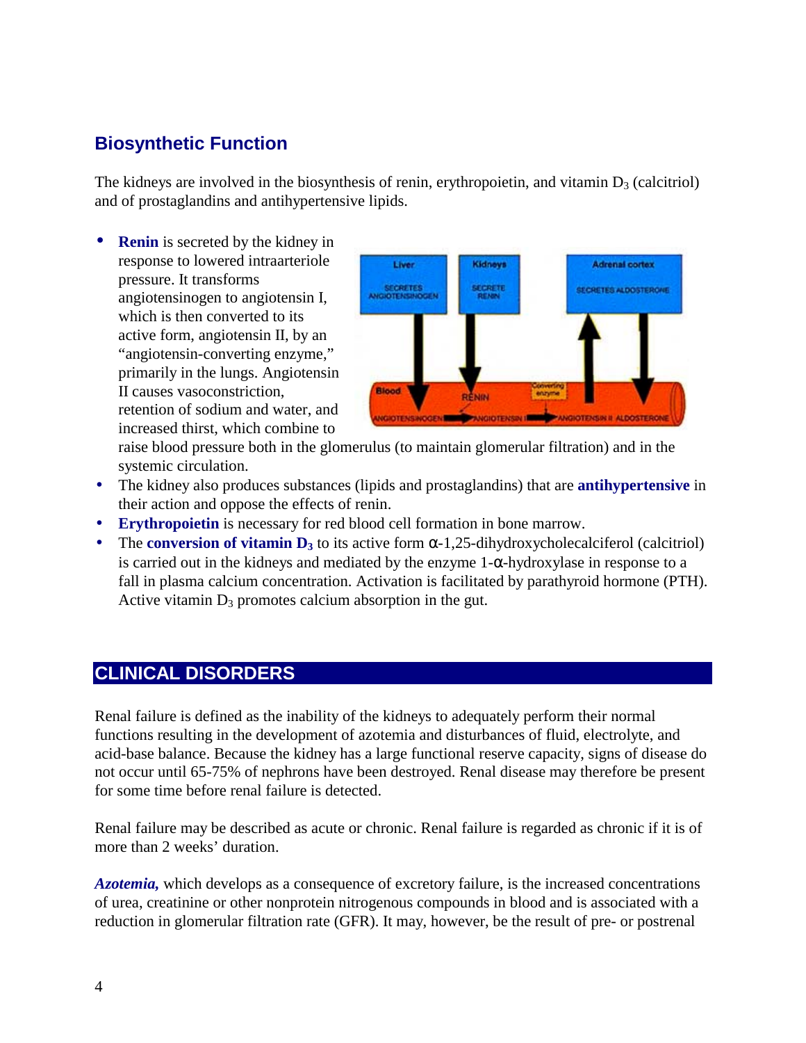## Biosynthetic Function

The kidneys are involved in the biosynthesis of renin, erythropoietin, and vitamin $D_3$ (calcitriol) and of prostaglandins and antihypertensive lipids.

- **Renin** is secreted by the kidney in response to lowered intraarteriole pressure. It transforms angiotensinogen to angiotensin I, which is then converted to its active form, angiotensin II, by an "angiotensin-converting enzyme," primarily in the lungs. Angiotensin II causes vasoconstriction, retention of sodium and water, and increased thirst, which combine to raise blood pressure both in the glomerulus (to maintain glomerular filtration) and in the systemic circulation.
- The kidney also produces substances (lipids and prostaglandins) that are **antihypertensive** in their action and oppose the effects of renin.
- **Erythropoietin** is necessary for red blood cell formation in bone marrow.
- The **conversion of vitamin $D_3$** to its active form $\alpha$-1,25-dihydroxycholecalciferol (calcitriol) is carried out in the kidneys and mediated by the enzyme 1-$\alpha$-hydroxylase in response to a fall in plasma calcium concentration. Activation is facilitated by parathyroid hormone (PTH). Active vitamin $D_3$ promotes calcium absorption in the gut.

## CLINICAL DISORDERS

Renal failure is defined as the inability of the kidneys to adequately perform their normal functions resulting in the development of azotemia and disturbances of fluid, electrolyte, and acid-base balance. Because the kidney has a large functional reserve capacity, signs of disease do not occur until 65-75% of nephrons have been destroyed. Renal disease may therefore be present for some time before renal failure is detected.

Renal failure may be described as acute or chronic. Renal failure is regarded as chronic if it is of more than 2 weeks' duration.

***Azotemia,*** which develops as a consequence of excretory failure, is the increased concentrations of urea, creatinine or other nonprotein nitrogenous compounds in blood and is associated with a reduction in glomerular filtration rate (GFR). It may, however, be the result of pre- or postrenal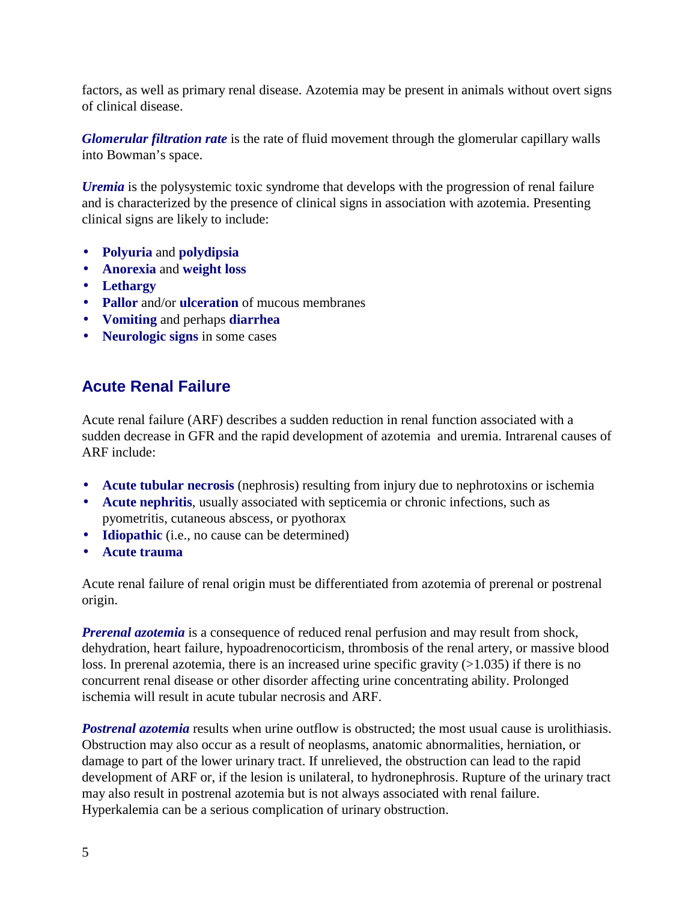factors, as well as primary renal disease. Azotemia may be present in animals without overt signs of clinical disease.

***Glomerular filtration rate*** is the rate of fluid movement through the glomerular capillary walls into Bowman's space.

***Uremia*** is the polysystemic toxic syndrome that develops with the progression of renal failure and is characterized by the presence of clinical signs in association with azotemia. Presenting clinical signs are likely to include:

- **Polyuria** and **polydipsia**
- **Anorexia** and **weight loss**
- **Lethargy**
- **Pallor** and/or **ulceration** of mucous membranes
- **Vomiting** and perhaps **diarrhea**
- **Neurologic signs** in some cases

## Acute Renal Failure

Acute renal failure (ARF) describes a sudden reduction in renal function associated with a sudden decrease in GFR and the rapid development of azotemia and uremia. Intrarenal causes of ARF include:

- **Acute tubular necrosis** (nephrosis) resulting from injury due to nephrotoxins or ischemia
- **Acute nephritis**, usually associated with septicemia or chronic infections, such as pyometritis, cutaneous abscess, or pyothorax
- **Idiopathic** (i.e., no cause can be determined)
- **Acute trauma**

Acute renal failure of renal origin must be differentiated from azotemia of prerenal or postrenal origin.

***Prerenal azotemia*** is a consequence of reduced renal perfusion and may result from shock, dehydration, heart failure, hypoadrenocorticism, thrombosis of the renal artery, or massive blood loss. In prerenal azotemia, there is an increased urine specific gravity (>1.035) if there is no concurrent renal disease or other disorder affecting urine concentrating ability. Prolonged ischemia will result in acute tubular necrosis and ARF.

***Postrenal azotemia*** results when urine outflow is obstructed; the most usual cause is urolithiasis. Obstruction may also occur as a result of neoplasms, anatomic abnormalities, herniation, or damage to part of the lower urinary tract. If unrelieved, the obstruction can lead to the rapid development of ARF or, if the lesion is unilateral, to hydronephrosis. Rupture of the urinary tract may also result in postrenal azotemia but is not always associated with renal failure. Hyperkalemia can be a serious complication of urinary obstruction.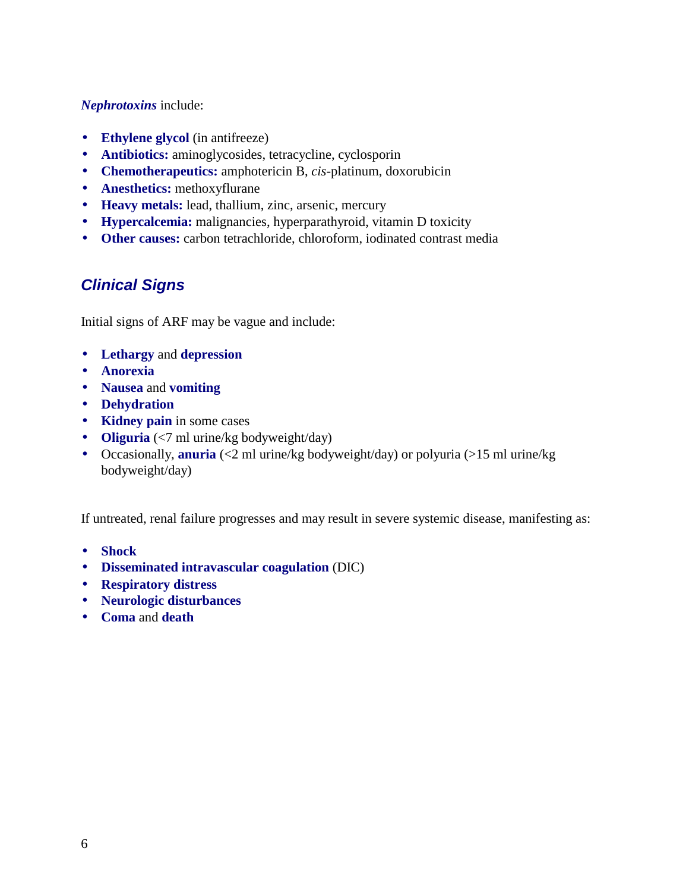***Nephrotoxins*** include:

- **Ethylene glycol** (in antifreeze)
- **Antibiotics:** aminoglycosides, tetracycline, cyclosporin
- **Chemotherapeutics:** amphotericin B, *cis*-platinum, doxorubicin
- **Anesthetics:** methoxyflurane
- **Heavy metals:** lead, thallium, zinc, arsenic, mercury
- **Hypercalcemia:** malignancies, hyperparathyroid, vitamin D toxicity
- **Other causes:** carbon tetrachloride, chloroform, iodinated contrast media

## *Clinical Signs*

Initial signs of ARF may be vague and include:

- **Lethargy** and **depression**
- **Anorexia**
- **Nausea** and **vomiting**
- **Dehydration**
- **Kidney pain** in some cases
- **Oliguria** (<7 ml urine/kg bodyweight/day)
- Occasionally, **anuria** (<2 ml urine/kg bodyweight/day) or polyuria (>15 ml urine/kg bodyweight/day)

If untreated, renal failure progresses and may result in severe systemic disease, manifesting as:

- **Shock**
- **Disseminated intravascular coagulation** (DIC)
- **Respiratory distress**
- **Neurologic disturbances**
- **Coma** and **death**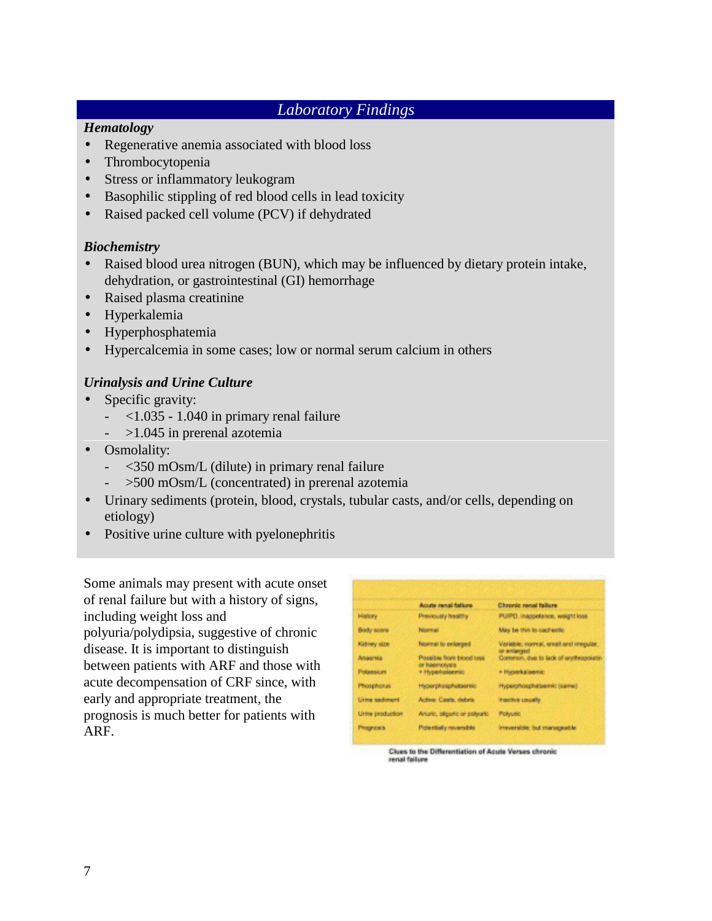## *Laboratory Findings*

***Hematology***

- Regenerative anemia associated with blood loss
- Thrombocytopenia
- Stress or inflammatory leukogram
- Basophilic stippling of red blood cells in lead toxicity
- Raised packed cell volume (PCV) if dehydrated

***Biochemistry***

- Raised blood urea nitrogen (BUN), which may be influenced by dietary protein intake, dehydration, or gastrointestinal (GI) hemorrhage
- Raised plasma creatinine
- Hyperkalemia
- Hyperphosphatemia
- Hypercalcemia in some cases; low or normal serum calcium in others

***Urinalysis and Urine Culture***

- Specific gravity:
  - <1.035 - 1.040 in primary renal failure
  - >1.045 in prerenal azotemia
- Osmolality:
  - <350 mOsm/L (dilute) in primary renal failure
  - >500 mOsm/L (concentrated) in prerenal azotemia
- Urinary sediments (protein, blood, crystals, tubular casts, and/or cells, depending on etiology)
- Positive urine culture with pyelonephritis

Some animals may present with acute onset of renal failure but with a history of signs, including weight loss and polyuria/polydipsia, suggestive of chronic disease. It is important to distinguish between patients with ARF and those with acute decompensation of CRF since, with early and appropriate treatment, the prognosis is much better for patients with ARF.

| | Acute renal failure | Chronic renal failure |
|---|---|---|
| History | Previously healthy | PU/PD, inappetence, weight loss |
| Body score | Normal | May be thin to cachectic |
| Kidney size | Normal to enlarged | Variable; normal, small and irregular, or enlarged |
| Anaemia | Possible from blood loss or haemolysis | Common, due to lack of erythropoietin |
| Potassium | + Hyperkalaemic | + Hyperkalaemic |
| Phosphorus | Hyperphosphataemic | Hyperphosphataemic (same) |
| Urine sediment | Active: Casts, debris | Inactive usually |
| Urine production | Anuric, oliguric or polyuric | Polyuric |
| Prognosis | Potentially reversible | Irreversible, but manageable |

Clues to the Differentiation of Acute Verses chronic renal failure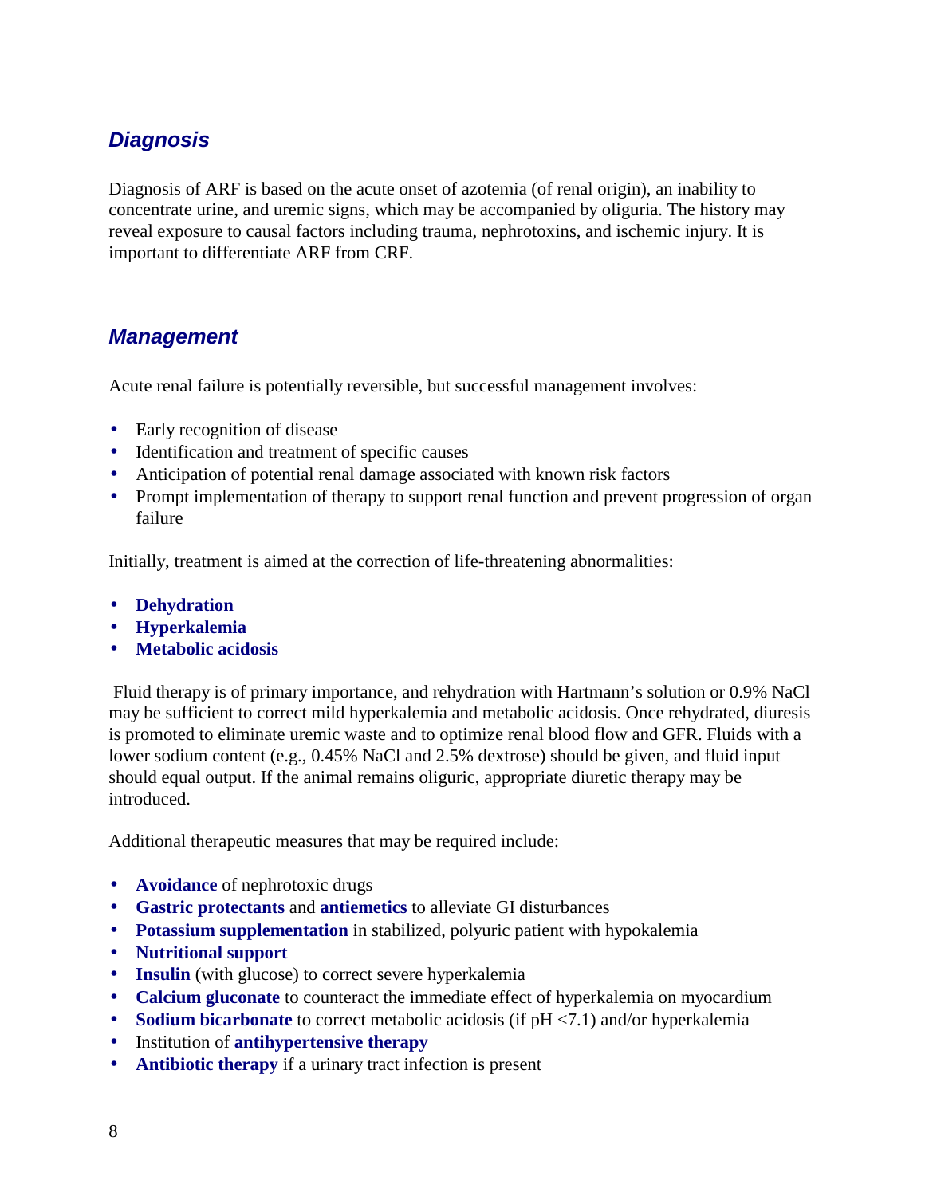## *Diagnosis*

Diagnosis of ARF is based on the acute onset of azotemia (of renal origin), an inability to concentrate urine, and uremic signs, which may be accompanied by oliguria. The history may reveal exposure to causal factors including trauma, nephrotoxins, and ischemic injury. It is important to differentiate ARF from CRF.

## *Management*

Acute renal failure is potentially reversible, but successful management involves:

- Early recognition of disease
- Identification and treatment of specific causes
- Anticipation of potential renal damage associated with known risk factors
- Prompt implementation of therapy to support renal function and prevent progression of organ failure

Initially, treatment is aimed at the correction of life-threatening abnormalities:

- **Dehydration**
- **Hyperkalemia**
- **Metabolic acidosis**

Fluid therapy is of primary importance, and rehydration with Hartmann's solution or 0.9% NaCl may be sufficient to correct mild hyperkalemia and metabolic acidosis. Once rehydrated, diuresis is promoted to eliminate uremic waste and to optimize renal blood flow and GFR. Fluids with a lower sodium content (e.g., 0.45% NaCl and 2.5% dextrose) should be given, and fluid input should equal output. If the animal remains oliguric, appropriate diuretic therapy may be introduced.

Additional therapeutic measures that may be required include:

- **Avoidance** of nephrotoxic drugs
- **Gastric protectants** and **antiemetics** to alleviate GI disturbances
- **Potassium supplementation** in stabilized, polyuric patient with hypokalemia
- **Nutritional support**
- **Insulin** (with glucose) to correct severe hyperkalemia
- **Calcium gluconate** to counteract the immediate effect of hyperkalemia on myocardium
- **Sodium bicarbonate** to correct metabolic acidosis (if pH <7.1) and/or hyperkalemia
- Institution of **antihypertensive therapy**
- **Antibiotic therapy** if a urinary tract infection is present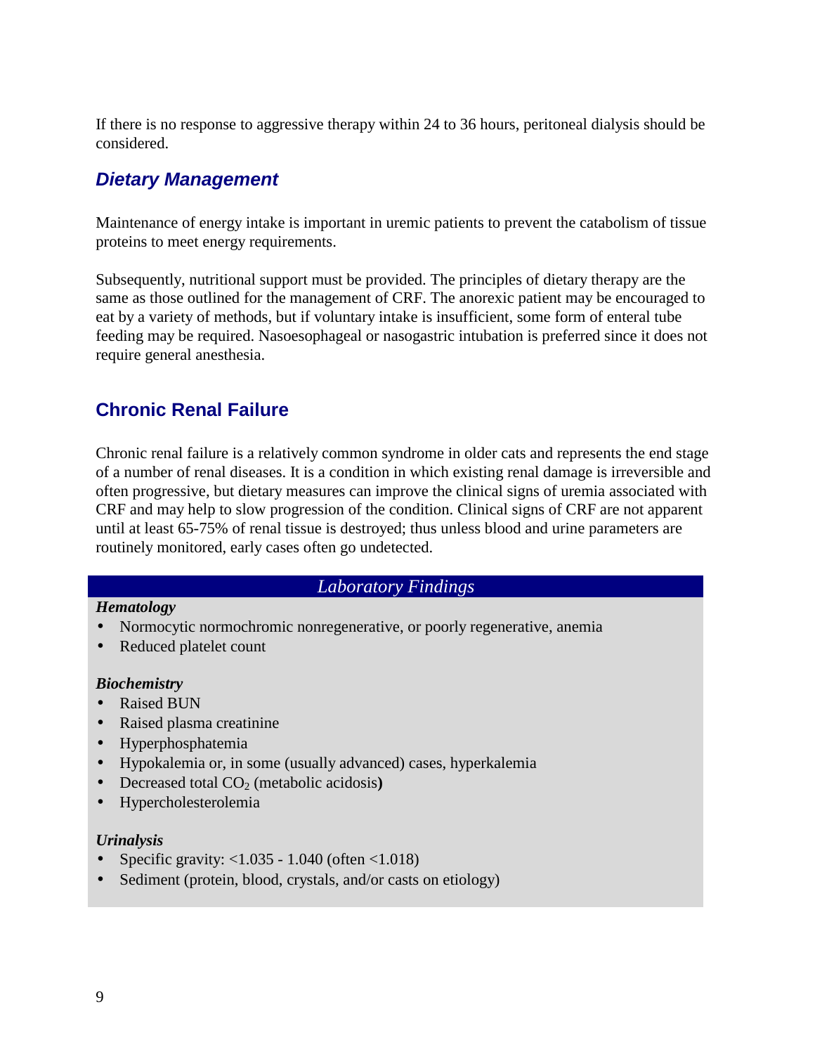If there is no response to aggressive therapy within 24 to 36 hours, peritoneal dialysis should be considered.

### *Dietary Management*

Maintenance of energy intake is important in uremic patients to prevent the catabolism of tissue proteins to meet energy requirements.

Subsequently, nutritional support must be provided. The principles of dietary therapy are the same as those outlined for the management of CRF. The anorexic patient may be encouraged to eat by a variety of methods, but if voluntary intake is insufficient, some form of enteral tube feeding may be required. Nasoesophageal or nasogastric intubation is preferred since it does not require general anesthesia.

## Chronic Renal Failure

Chronic renal failure is a relatively common syndrome in older cats and represents the end stage of a number of renal diseases. It is a condition in which existing renal damage is irreversible and often progressive, but dietary measures can improve the clinical signs of uremia associated with CRF and may help to slow progression of the condition. Clinical signs of CRF are not apparent until at least 65-75% of renal tissue is destroyed; thus unless blood and urine parameters are routinely monitored, early cases often go undetected.

*Laboratory Findings*

***Hematology***

- Normocytic normochromic nonregenerative, or poorly regenerative, anemia
- Reduced platelet count

***Biochemistry***

- Raised BUN
- Raised plasma creatinine
- Hyperphosphatemia
- Hypokalemia or, in some (usually advanced) cases, hyperkalemia
- Decreased total $CO_2$ (metabolic acidosis)
- Hypercholesterolemia

***Urinalysis***

- Specific gravity: <1.035 - 1.040 (often <1.018)
- Sediment (protein, blood, crystals, and/or casts on etiology)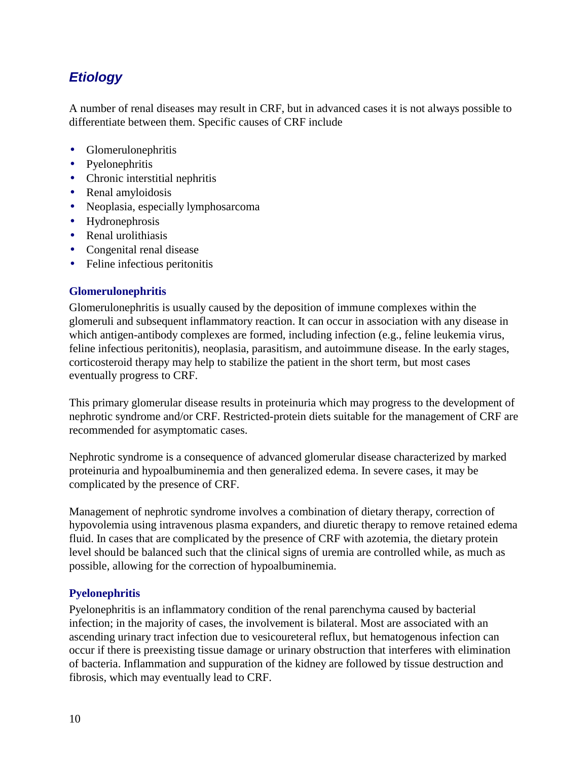## *Etiology*

A number of renal diseases may result in CRF, but in advanced cases it is not always possible to differentiate between them. Specific causes of CRF include

- Glomerulonephritis
- Pyelonephritis
- Chronic interstitial nephritis
- Renal amyloidosis
- Neoplasia, especially lymphosarcoma
- Hydronephrosis
- Renal urolithiasis
- Congenital renal disease
- Feline infectious peritonitis

### Glomerulonephritis

Glomerulonephritis is usually caused by the deposition of immune complexes within the glomeruli and subsequent inflammatory reaction. It can occur in association with any disease in which antigen-antibody complexes are formed, including infection (e.g., feline leukemia virus, feline infectious peritonitis), neoplasia, parasitism, and autoimmune disease. In the early stages, corticosteroid therapy may help to stabilize the patient in the short term, but most cases eventually progress to CRF.

This primary glomerular disease results in proteinuria which may progress to the development of nephrotic syndrome and/or CRF. Restricted-protein diets suitable for the management of CRF are recommended for asymptomatic cases.

Nephrotic syndrome is a consequence of advanced glomerular disease characterized by marked proteinuria and hypoalbuminemia and then generalized edema. In severe cases, it may be complicated by the presence of CRF.

Management of nephrotic syndrome involves a combination of dietary therapy, correction of hypovolemia using intravenous plasma expanders, and diuretic therapy to remove retained edema fluid. In cases that are complicated by the presence of CRF with azotemia, the dietary protein level should be balanced such that the clinical signs of uremia are controlled while, as much as possible, allowing for the correction of hypoalbuminemia.

### Pyelonephritis

Pyelonephritis is an inflammatory condition of the renal parenchyma caused by bacterial infection; in the majority of cases, the involvement is bilateral. Most are associated with an ascending urinary tract infection due to vesicoureteral reflux, but hematogenous infection can occur if there is preexisting tissue damage or urinary obstruction that interferes with elimination of bacteria. Inflammation and suppuration of the kidney are followed by tissue destruction and fibrosis, which may eventually lead to CRF.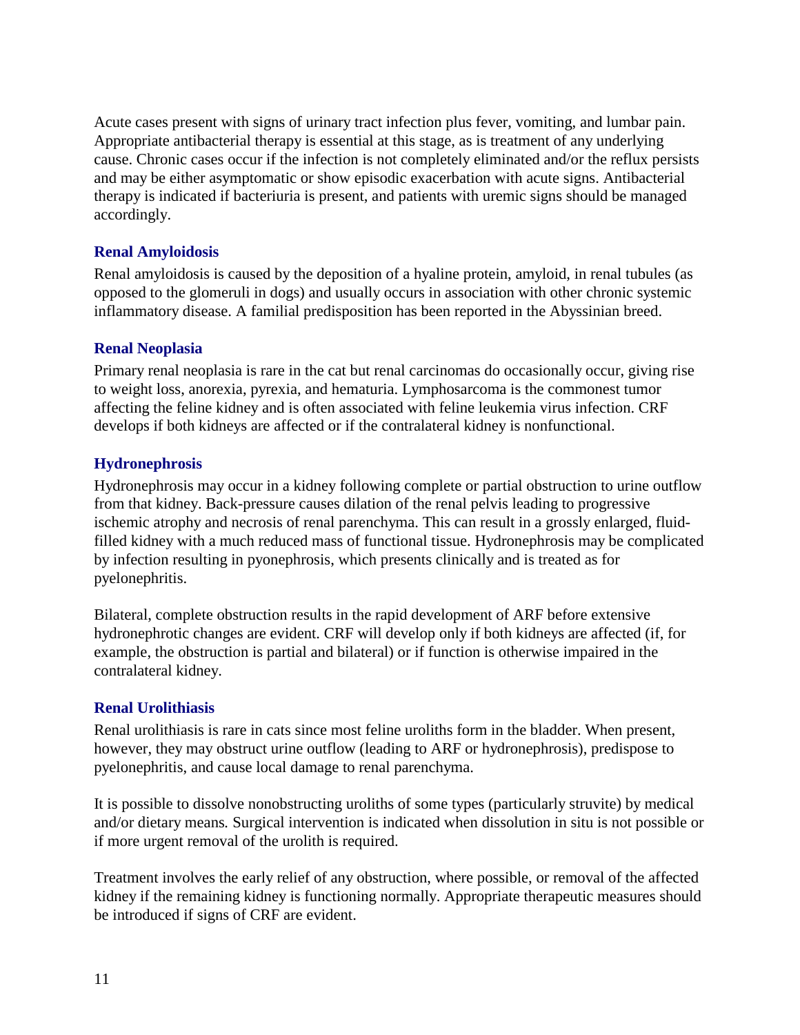Acute cases present with signs of urinary tract infection plus fever, vomiting, and lumbar pain. Appropriate antibacterial therapy is essential at this stage, as is treatment of any underlying cause. Chronic cases occur if the infection is not completely eliminated and/or the reflux persists and may be either asymptomatic or show episodic exacerbation with acute signs. Antibacterial therapy is indicated if bacteriuria is present, and patients with uremic signs should be managed accordingly.

### Renal Amyloidosis

Renal amyloidosis is caused by the deposition of a hyaline protein, amyloid, in renal tubules (as opposed to the glomeruli in dogs) and usually occurs in association with other chronic systemic inflammatory disease. A familial predisposition has been reported in the Abyssinian breed.

### Renal Neoplasia

Primary renal neoplasia is rare in the cat but renal carcinomas do occasionally occur, giving rise to weight loss, anorexia, pyrexia, and hematuria. Lymphosarcoma is the commonest tumor affecting the feline kidney and is often associated with feline leukemia virus infection. CRF develops if both kidneys are affected or if the contralateral kidney is nonfunctional.

### Hydronephrosis

Hydronephrosis may occur in a kidney following complete or partial obstruction to urine outflow from that kidney. Back-pressure causes dilation of the renal pelvis leading to progressive ischemic atrophy and necrosis of renal parenchyma. This can result in a grossly enlarged, fluid-filled kidney with a much reduced mass of functional tissue. Hydronephrosis may be complicated by infection resulting in pyonephrosis, which presents clinically and is treated as for pyelonephritis.

Bilateral, complete obstruction results in the rapid development of ARF before extensive hydronephrotic changes are evident. CRF will develop only if both kidneys are affected (if, for example, the obstruction is partial and bilateral) or if function is otherwise impaired in the contralateral kidney.

### Renal Urolithiasis

Renal urolithiasis is rare in cats since most feline uroliths form in the bladder. When present, however, they may obstruct urine outflow (leading to ARF or hydronephrosis), predispose to pyelonephritis, and cause local damage to renal parenchyma.

It is possible to dissolve nonobstructing uroliths of some types (particularly struvite) by medical and/or dietary means. Surgical intervention is indicated when dissolution in situ is not possible or if more urgent removal of the urolith is required.

Treatment involves the early relief of any obstruction, where possible, or removal of the affected kidney if the remaining kidney is functioning normally. Appropriate therapeutic measures should be introduced if signs of CRF are evident.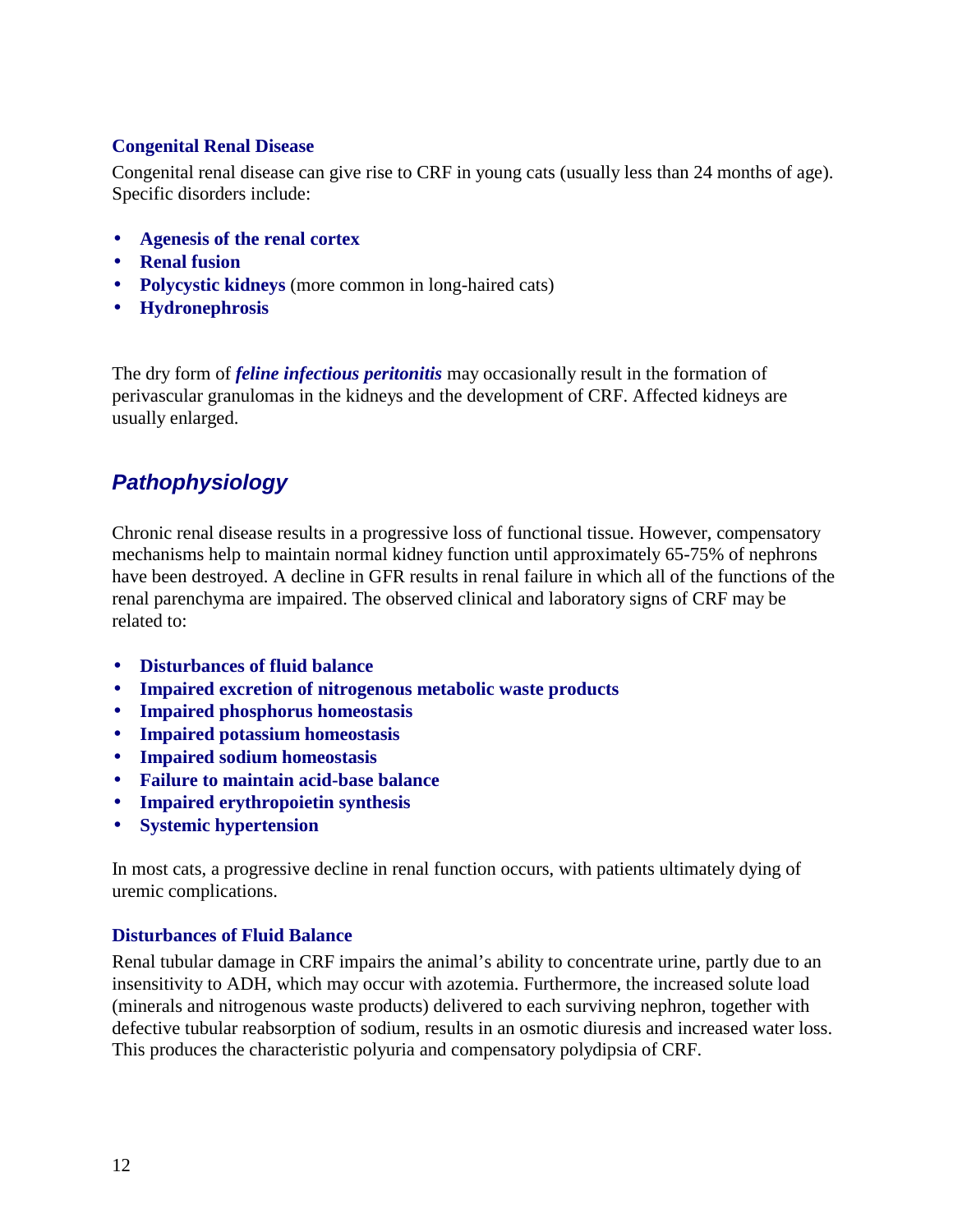### Congenital Renal Disease

Congenital renal disease can give rise to CRF in young cats (usually less than 24 months of age). Specific disorders include:

- **Agenesis of the renal cortex**
- **Renal fusion**
- **Polycystic kidneys** (more common in long-haired cats)
- **Hydronephrosis**

The dry form of ***feline infectious peritonitis*** may occasionally result in the formation of perivascular granulomas in the kidneys and the development of CRF. Affected kidneys are usually enlarged.

## *Pathophysiology*

Chronic renal disease results in a progressive loss of functional tissue. However, compensatory mechanisms help to maintain normal kidney function until approximately 65-75% of nephrons have been destroyed. A decline in GFR results in renal failure in which all of the functions of the renal parenchyma are impaired. The observed clinical and laboratory signs of CRF may be related to:

- **Disturbances of fluid balance**
- **Impaired excretion of nitrogenous metabolic waste products**
- **Impaired phosphorus homeostasis**
- **Impaired potassium homeostasis**
- **Impaired sodium homeostasis**
- **Failure to maintain acid-base balance**
- **Impaired erythropoietin synthesis**
- **Systemic hypertension**

In most cats, a progressive decline in renal function occurs, with patients ultimately dying of uremic complications.

### Disturbances of Fluid Balance

Renal tubular damage in CRF impairs the animal's ability to concentrate urine, partly due to an insensitivity to ADH, which may occur with azotemia. Furthermore, the increased solute load (minerals and nitrogenous waste products) delivered to each surviving nephron, together with defective tubular reabsorption of sodium, results in an osmotic diuresis and increased water loss. This produces the characteristic polyuria and compensatory polydipsia of CRF.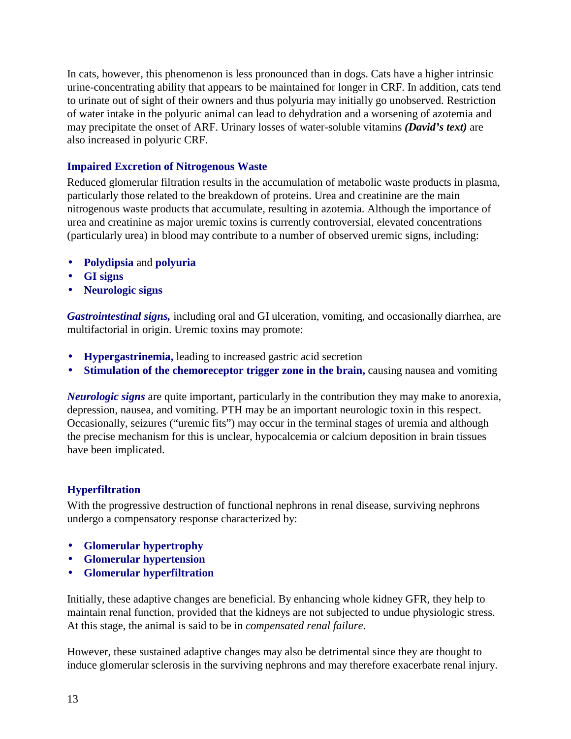In cats, however, this phenomenon is less pronounced than in dogs. Cats have a higher intrinsic urine-concentrating ability that appears to be maintained for longer in CRF. In addition, cats tend to urinate out of sight of their owners and thus polyuria may initially go unobserved. Restriction of water intake in the polyuric animal can lead to dehydration and a worsening of azotemia and may precipitate the onset of ARF. Urinary losses of water-soluble vitamins ***(David's text)*** are also increased in polyuric CRF.

### Impaired Excretion of Nitrogenous Waste

Reduced glomerular filtration results in the accumulation of metabolic waste products in plasma, particularly those related to the breakdown of proteins. Urea and creatinine are the main nitrogenous waste products that accumulate, resulting in azotemia. Although the importance of urea and creatinine as major uremic toxins is currently controversial, elevated concentrations (particularly urea) in blood may contribute to a number of observed uremic signs, including:

- **Polydipsia** and **polyuria**
- **GI signs**
- **Neurologic signs**

***Gastrointestinal signs,*** including oral and GI ulceration, vomiting, and occasionally diarrhea, are multifactorial in origin. Uremic toxins may promote:

- **Hypergastrinemia,** leading to increased gastric acid secretion
- **Stimulation of the chemoreceptor trigger zone in the brain,** causing nausea and vomiting

***Neurologic signs*** are quite important, particularly in the contribution they may make to anorexia, depression, nausea, and vomiting. PTH may be an important neurologic toxin in this respect. Occasionally, seizures ("uremic fits") may occur in the terminal stages of uremia and although the precise mechanism for this is unclear, hypocalcemia or calcium deposition in brain tissues have been implicated.

### Hyperfiltration

With the progressive destruction of functional nephrons in renal disease, surviving nephrons undergo a compensatory response characterized by:

- **Glomerular hypertrophy**
- **Glomerular hypertension**
- **Glomerular hyperfiltration**

Initially, these adaptive changes are beneficial. By enhancing whole kidney GFR, they help to maintain renal function, provided that the kidneys are not subjected to undue physiologic stress. At this stage, the animal is said to be in *compensated renal failure*.

However, these sustained adaptive changes may also be detrimental since they are thought to induce glomerular sclerosis in the surviving nephrons and may therefore exacerbate renal injury.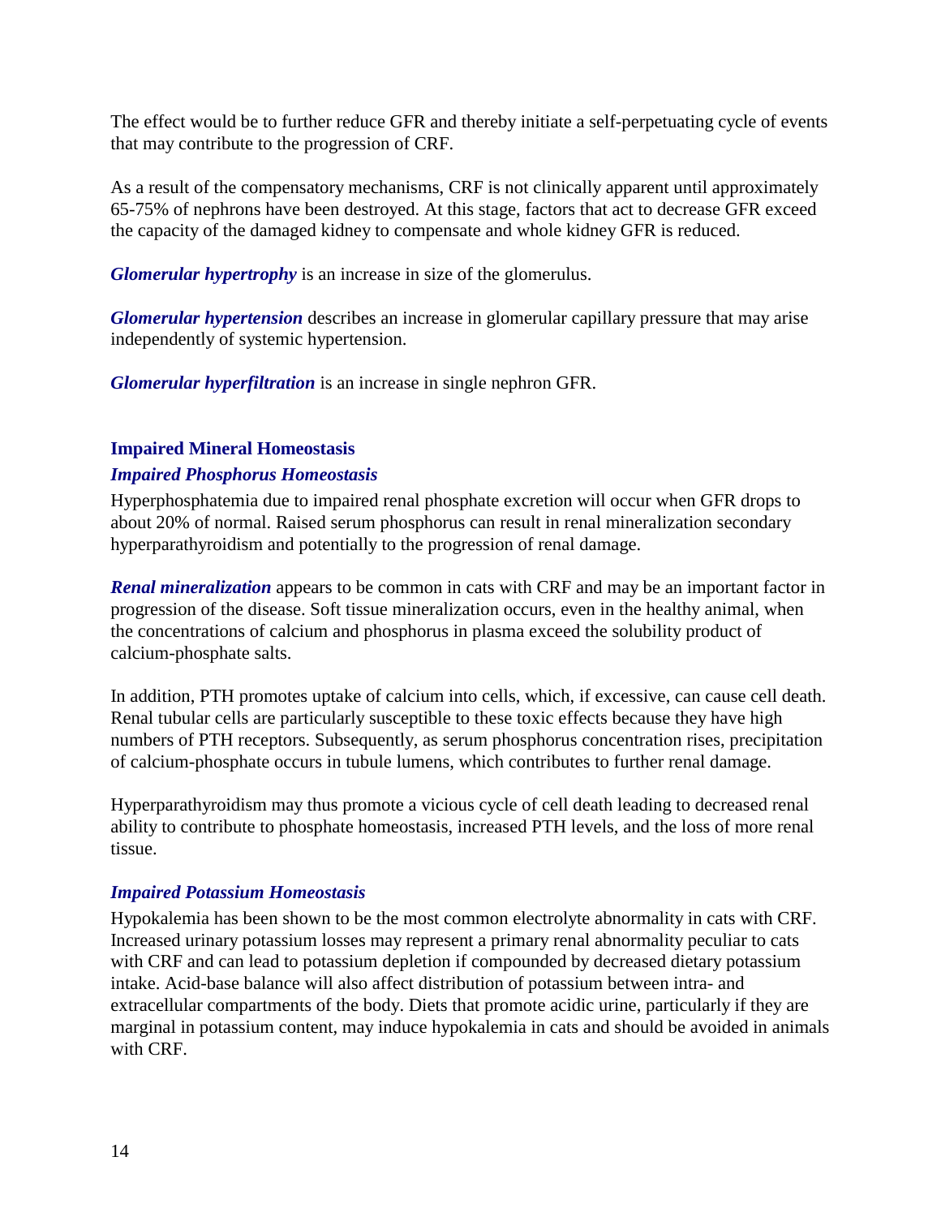The effect would be to further reduce GFR and thereby initiate a self-perpetuating cycle of events that may contribute to the progression of CRF.

As a result of the compensatory mechanisms, CRF is not clinically apparent until approximately 65-75% of nephrons have been destroyed. At this stage, factors that act to decrease GFR exceed the capacity of the damaged kidney to compensate and whole kidney GFR is reduced.

***Glomerular hypertrophy*** is an increase in size of the glomerulus.

***Glomerular hypertension*** describes an increase in glomerular capillary pressure that may arise independently of systemic hypertension.

***Glomerular hyperfiltration*** is an increase in single nephron GFR.

## Impaired Mineral Homeostasis

### *Impaired Phosphorus Homeostasis*

Hyperphosphatemia due to impaired renal phosphate excretion will occur when GFR drops to about 20% of normal. Raised serum phosphorus can result in renal mineralization secondary hyperparathyroidism and potentially to the progression of renal damage.

***Renal mineralization*** appears to be common in cats with CRF and may be an important factor in progression of the disease. Soft tissue mineralization occurs, even in the healthy animal, when the concentrations of calcium and phosphorus in plasma exceed the solubility product of calcium-phosphate salts.

In addition, PTH promotes uptake of calcium into cells, which, if excessive, can cause cell death. Renal tubular cells are particularly susceptible to these toxic effects because they have high numbers of PTH receptors. Subsequently, as serum phosphorus concentration rises, precipitation of calcium-phosphate occurs in tubule lumens, which contributes to further renal damage.

Hyperparathyroidism may thus promote a vicious cycle of cell death leading to decreased renal ability to contribute to phosphate homeostasis, increased PTH levels, and the loss of more renal tissue.

### *Impaired Potassium Homeostasis*

Hypokalemia has been shown to be the most common electrolyte abnormality in cats with CRF. Increased urinary potassium losses may represent a primary renal abnormality peculiar to cats with CRF and can lead to potassium depletion if compounded by decreased dietary potassium intake. Acid-base balance will also affect distribution of potassium between intra- and extracellular compartments of the body. Diets that promote acidic urine, particularly if they are marginal in potassium content, may induce hypokalemia in cats and should be avoided in animals with CRF.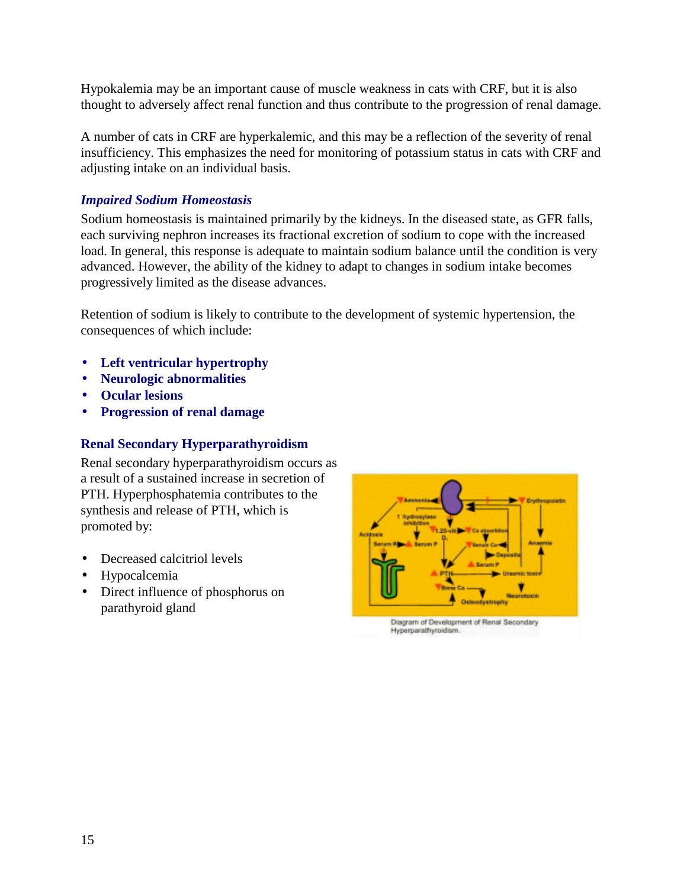Hypokalemia may be an important cause of muscle weakness in cats with CRF, but it is also thought to adversely affect renal function and thus contribute to the progression of renal damage.

A number of cats in CRF are hyperkalemic, and this may be a reflection of the severity of renal insufficiency. This emphasizes the need for monitoring of potassium status in cats with CRF and adjusting intake on an individual basis.

### *Impaired Sodium Homeostasis*

Sodium homeostasis is maintained primarily by the kidneys. In the diseased state, as GFR falls, each surviving nephron increases its fractional excretion of sodium to cope with the increased load. In general, this response is adequate to maintain sodium balance until the condition is very advanced. However, the ability of the kidney to adapt to changes in sodium intake becomes progressively limited as the disease advances.

Retention of sodium is likely to contribute to the development of systemic hypertension, the consequences of which include:

- **Left ventricular hypertrophy**
- **Neurologic abnormalities**
- **Ocular lesions**
- **Progression of renal damage**

### Renal Secondary Hyperparathyroidism

Renal secondary hyperparathyroidism occurs as a result of a sustained increase in secretion of PTH. Hyperphosphatemia contributes to the synthesis and release of PTH, which is promoted by:

- Decreased calcitriol levels
- Hypocalcemia
- Direct influence of phosphorus on parathyroid gland

Diagram of Development of Renal Secondary Hyperparathyroidism.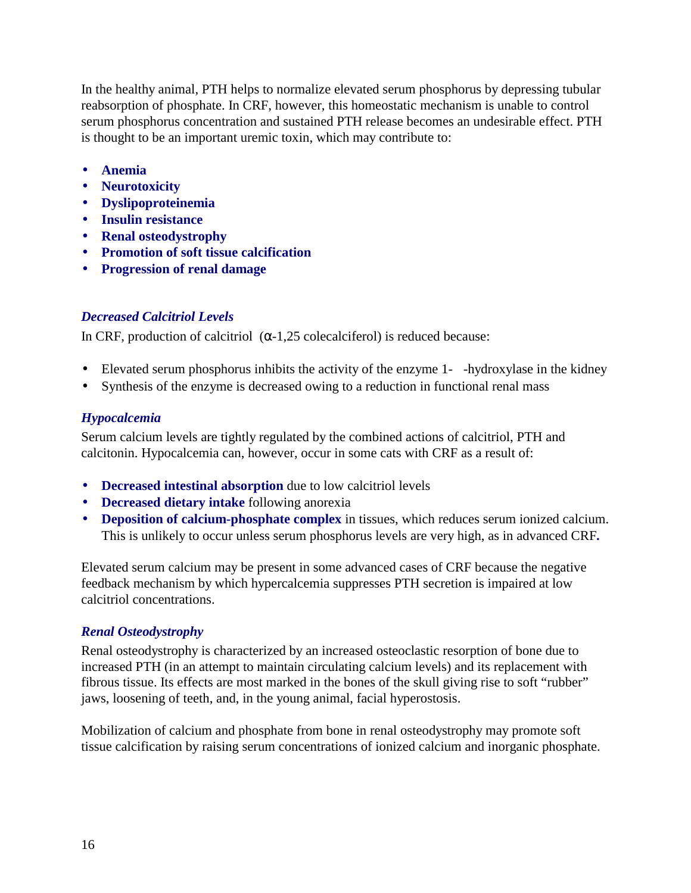In the healthy animal, PTH helps to normalize elevated serum phosphorus by depressing tubular reabsorption of phosphate. In CRF, however, this homeostatic mechanism is unable to control serum phosphorus concentration and sustained PTH release becomes an undesirable effect. PTH is thought to be an important uremic toxin, which may contribute to:

- **Anemia**
- **Neurotoxicity**
- **Dyslipoproteinemia**
- **Insulin resistance**
- **Renal osteodystrophy**
- **Promotion of soft tissue calcification**
- **Progression of renal damage**

### *Decreased Calcitriol Levels*

In CRF, production of calcitriol (α-1,25 colecalciferol) is reduced because:

- Elevated serum phosphorus inhibits the activity of the enzyme 1- -hydroxylase in the kidney
- Synthesis of the enzyme is decreased owing to a reduction in functional renal mass

### *Hypocalcemia*

Serum calcium levels are tightly regulated by the combined actions of calcitriol, PTH and calcitonin. Hypocalcemia can, however, occur in some cats with CRF as a result of:

- **Decreased intestinal absorption** due to low calcitriol levels
- **Decreased dietary intake** following anorexia
- **Deposition of calcium-phosphate complex** in tissues, which reduces serum ionized calcium. This is unlikely to occur unless serum phosphorus levels are very high, as in advanced CRF.

Elevated serum calcium may be present in some advanced cases of CRF because the negative feedback mechanism by which hypercalcemia suppresses PTH secretion is impaired at low calcitriol concentrations.

### *Renal Osteodystrophy*

Renal osteodystrophy is characterized by an increased osteoclastic resorption of bone due to increased PTH (in an attempt to maintain circulating calcium levels) and its replacement with fibrous tissue. Its effects are most marked in the bones of the skull giving rise to soft "rubber" jaws, loosening of teeth, and, in the young animal, facial hyperostosis.

Mobilization of calcium and phosphate from bone in renal osteodystrophy may promote soft tissue calcification by raising serum concentrations of ionized calcium and inorganic phosphate.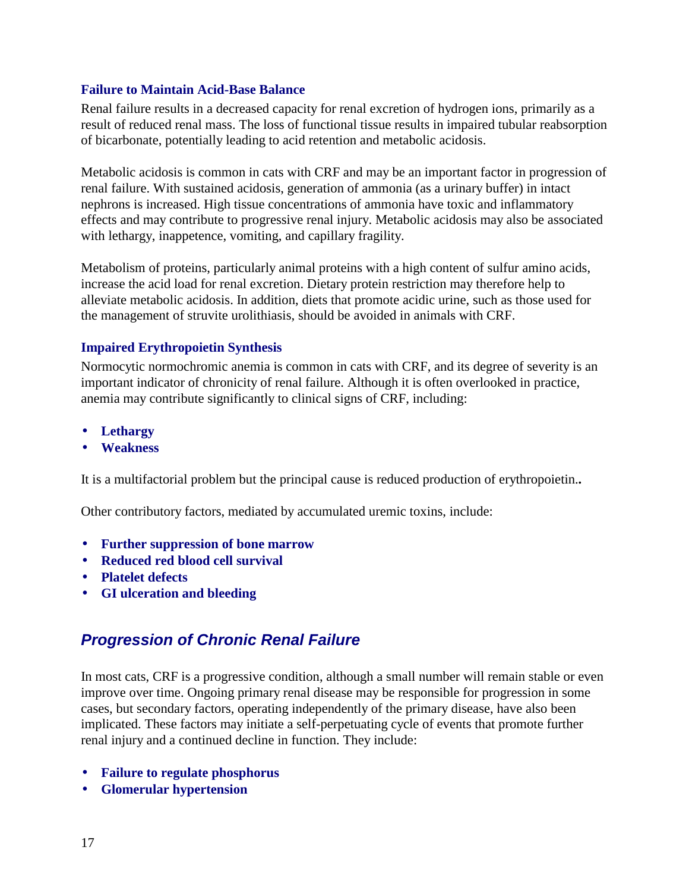### Failure to Maintain Acid-Base Balance

Renal failure results in a decreased capacity for renal excretion of hydrogen ions, primarily as a result of reduced renal mass. The loss of functional tissue results in impaired tubular reabsorption of bicarbonate, potentially leading to acid retention and metabolic acidosis.

Metabolic acidosis is common in cats with CRF and may be an important factor in progression of renal failure. With sustained acidosis, generation of ammonia (as a urinary buffer) in intact nephrons is increased. High tissue concentrations of ammonia have toxic and inflammatory effects and may contribute to progressive renal injury. Metabolic acidosis may also be associated with lethargy, inappetence, vomiting, and capillary fragility.

Metabolism of proteins, particularly animal proteins with a high content of sulfur amino acids, increase the acid load for renal excretion. Dietary protein restriction may therefore help to alleviate metabolic acidosis. In addition, diets that promote acidic urine, such as those used for the management of struvite urolithiasis, should be avoided in animals with CRF.

### Impaired Erythropoietin Synthesis

Normocytic normochromic anemia is common in cats with CRF, and its degree of severity is an important indicator of chronicity of renal failure. Although it is often overlooked in practice, anemia may contribute significantly to clinical signs of CRF, including:

- **Lethargy**
- **Weakness**

It is a multifactorial problem but the principal cause is reduced production of erythropoietin..

Other contributory factors, mediated by accumulated uremic toxins, include:

- **Further suppression of bone marrow**
- **Reduced red blood cell survival**
- **Platelet defects**
- **GI ulceration and bleeding**

## *Progression of Chronic Renal Failure*

In most cats, CRF is a progressive condition, although a small number will remain stable or even improve over time. Ongoing primary renal disease may be responsible for progression in some cases, but secondary factors, operating independently of the primary disease, have also been implicated. These factors may initiate a self-perpetuating cycle of events that promote further renal injury and a continued decline in function. They include:

- **Failure to regulate phosphorus**
- **Glomerular hypertension**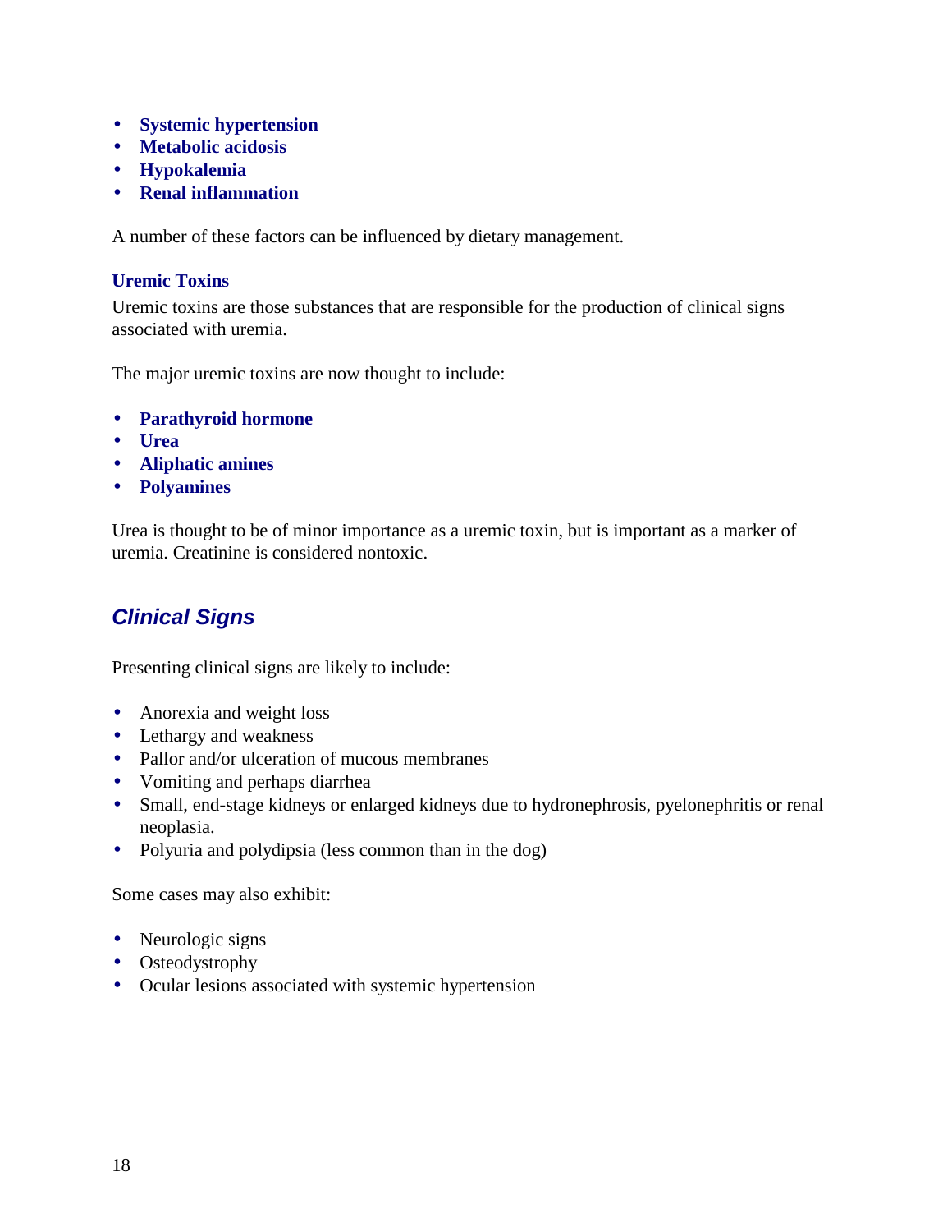- **Systemic hypertension**
- **Metabolic acidosis**
- **Hypokalemia**
- **Renal inflammation**

A number of these factors can be influenced by dietary management.

### Uremic Toxins

Uremic toxins are those substances that are responsible for the production of clinical signs associated with uremia.

The major uremic toxins are now thought to include:

- **Parathyroid hormone**
- **Urea**
- **Aliphatic amines**
- **Polyamines**

Urea is thought to be of minor importance as a uremic toxin, but is important as a marker of uremia. Creatinine is considered nontoxic.

## *Clinical Signs*

Presenting clinical signs are likely to include:

- Anorexia and weight loss
- Lethargy and weakness
- Pallor and/or ulceration of mucous membranes
- Vomiting and perhaps diarrhea
- Small, end-stage kidneys or enlarged kidneys due to hydronephrosis, pyelonephritis or renal neoplasia.
- Polyuria and polydipsia (less common than in the dog)

Some cases may also exhibit:

- Neurologic signs
- Osteodystrophy
- Ocular lesions associated with systemic hypertension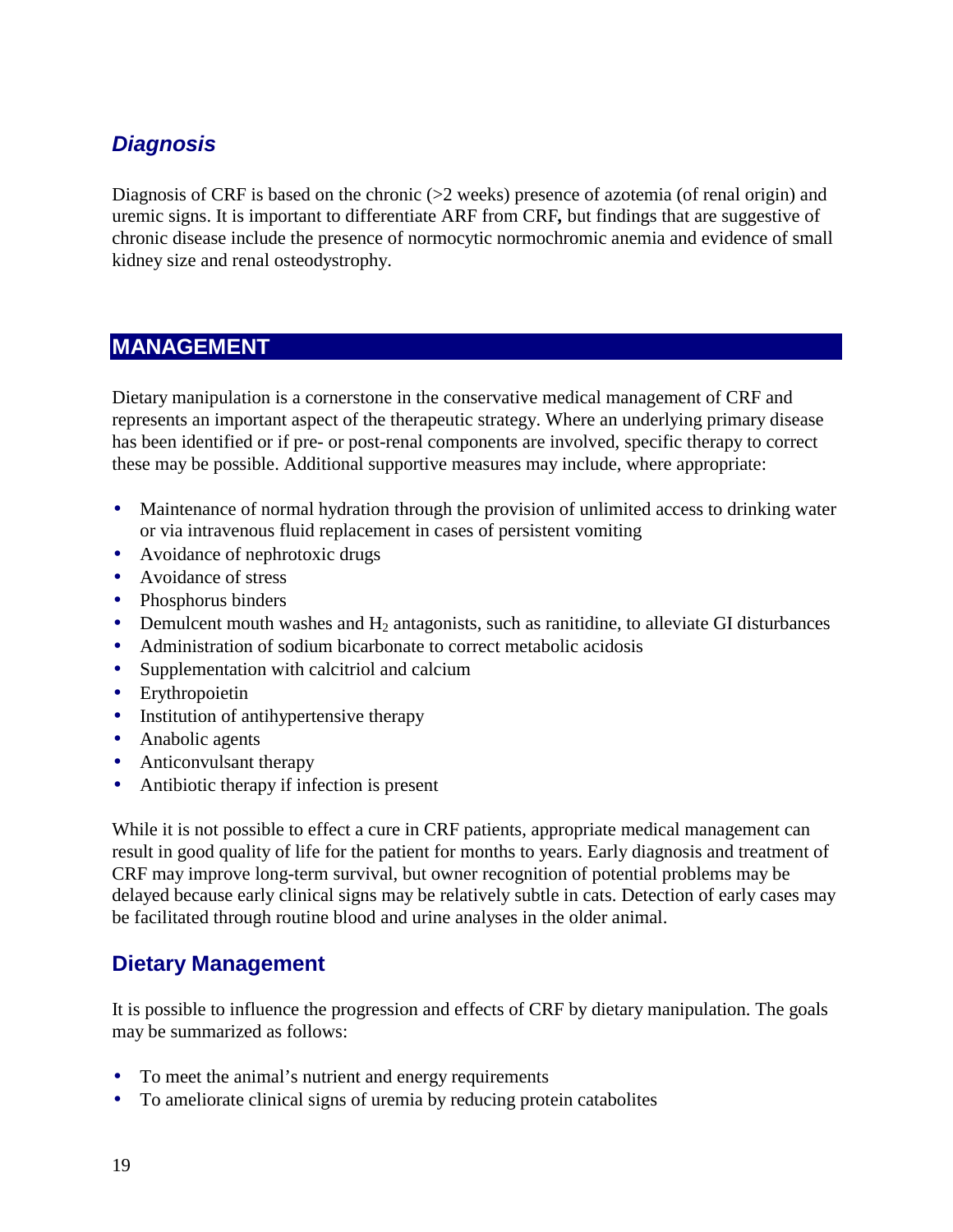## *Diagnosis*

Diagnosis of CRF is based on the chronic (>2 weeks) presence of azotemia (of renal origin) and uremic signs. It is important to differentiate ARF from CRF**,** but findings that are suggestive of chronic disease include the presence of normocytic normochromic anemia and evidence of small kidney size and renal osteodystrophy.

# MANAGEMENT

Dietary manipulation is a cornerstone in the conservative medical management of CRF and represents an important aspect of the therapeutic strategy. Where an underlying primary disease has been identified or if pre- or post-renal components are involved, specific therapy to correct these may be possible. Additional supportive measures may include, where appropriate:

- Maintenance of normal hydration through the provision of unlimited access to drinking water or via intravenous fluid replacement in cases of persistent vomiting
- Avoidance of nephrotoxic drugs
- Avoidance of stress
- Phosphorus binders
- Demulcent mouth washes and $H_2$ antagonists, such as ranitidine, to alleviate GI disturbances
- Administration of sodium bicarbonate to correct metabolic acidosis
- Supplementation with calcitriol and calcium
- Erythropoietin
- Institution of antihypertensive therapy
- Anabolic agents
- Anticonvulsant therapy
- Antibiotic therapy if infection is present

While it is not possible to effect a cure in CRF patients, appropriate medical management can result in good quality of life for the patient for months to years. Early diagnosis and treatment of CRF may improve long-term survival, but owner recognition of potential problems may be delayed because early clinical signs may be relatively subtle in cats. Detection of early cases may be facilitated through routine blood and urine analyses in the older animal.

## Dietary Management

It is possible to influence the progression and effects of CRF by dietary manipulation. The goals may be summarized as follows:

- To meet the animal's nutrient and energy requirements
- To ameliorate clinical signs of uremia by reducing protein catabolites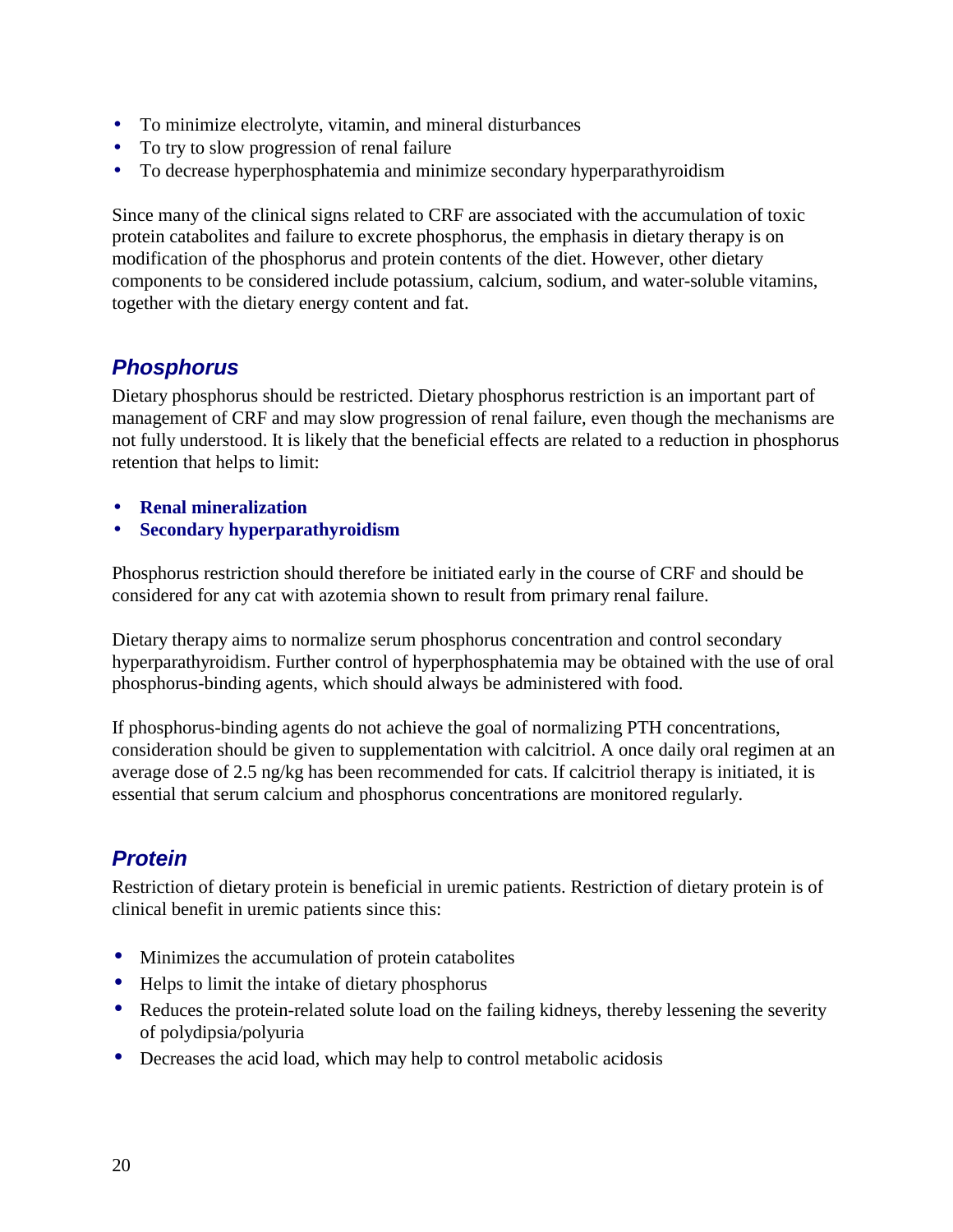- To minimize electrolyte, vitamin, and mineral disturbances
- To try to slow progression of renal failure
- To decrease hyperphosphatemia and minimize secondary hyperparathyroidism

Since many of the clinical signs related to CRF are associated with the accumulation of toxic protein catabolites and failure to excrete phosphorus, the emphasis in dietary therapy is on modification of the phosphorus and protein contents of the diet. However, other dietary components to be considered include potassium, calcium, sodium, and water-soluble vitamins, together with the dietary energy content and fat.

## *Phosphorus*

Dietary phosphorus should be restricted. Dietary phosphorus restriction is an important part of management of CRF and may slow progression of renal failure, even though the mechanisms are not fully understood. It is likely that the beneficial effects are related to a reduction in phosphorus retention that helps to limit:

- **Renal mineralization**
- **Secondary hyperparathyroidism**

Phosphorus restriction should therefore be initiated early in the course of CRF and should be considered for any cat with azotemia shown to result from primary renal failure.

Dietary therapy aims to normalize serum phosphorus concentration and control secondary hyperparathyroidism. Further control of hyperphosphatemia may be obtained with the use of oral phosphorus-binding agents, which should always be administered with food.

If phosphorus-binding agents do not achieve the goal of normalizing PTH concentrations, consideration should be given to supplementation with calcitriol. A once daily oral regimen at an average dose of 2.5 ng/kg has been recommended for cats. If calcitriol therapy is initiated, it is essential that serum calcium and phosphorus concentrations are monitored regularly.

## *Protein*

Restriction of dietary protein is beneficial in uremic patients. Restriction of dietary protein is of clinical benefit in uremic patients since this:

- Minimizes the accumulation of protein catabolites
- Helps to limit the intake of dietary phosphorus
- Reduces the protein-related solute load on the failing kidneys, thereby lessening the severity of polydipsia/polyuria
- Decreases the acid load, which may help to control metabolic acidosis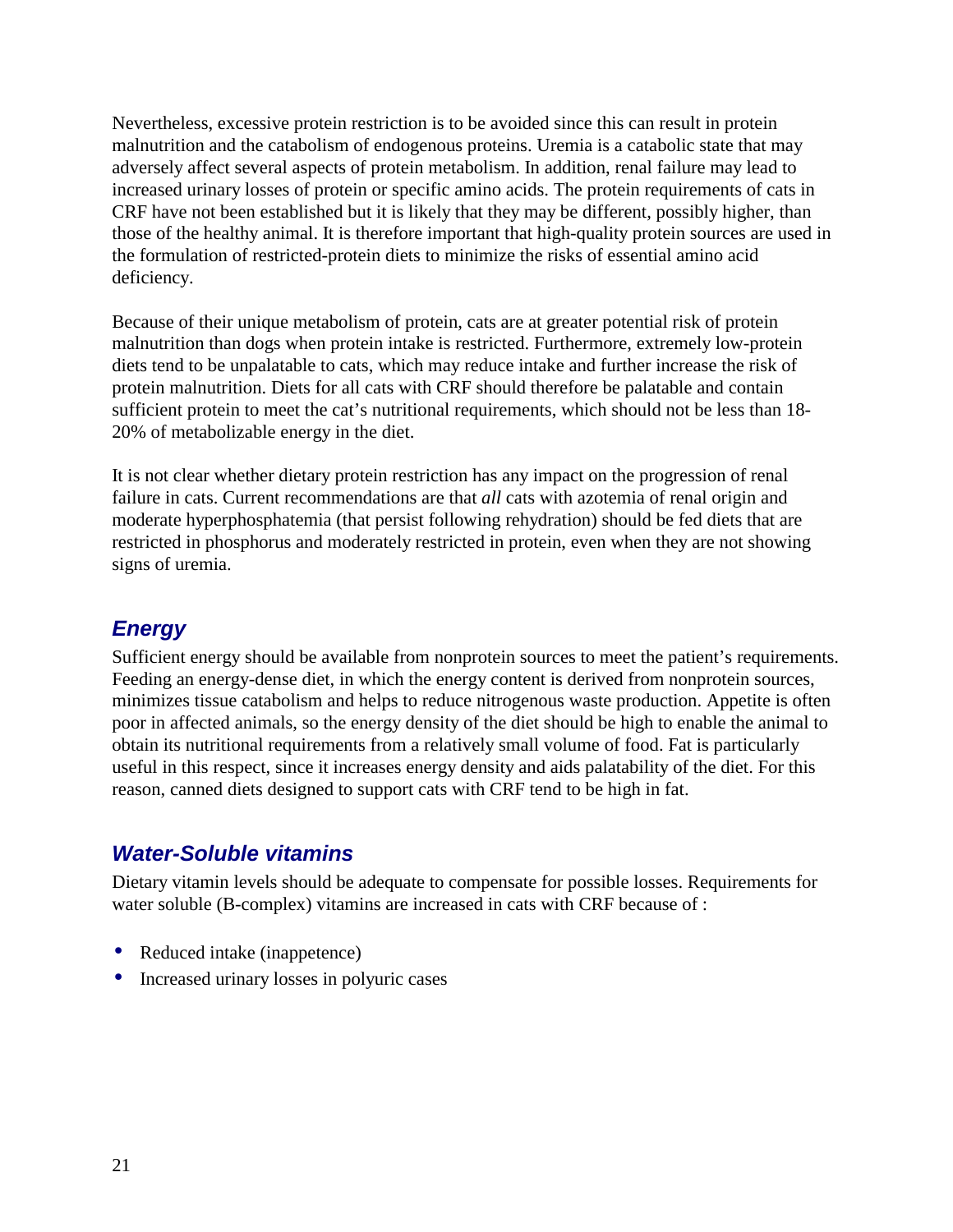Nevertheless, excessive protein restriction is to be avoided since this can result in protein malnutrition and the catabolism of endogenous proteins. Uremia is a catabolic state that may adversely affect several aspects of protein metabolism. In addition, renal failure may lead to increased urinary losses of protein or specific amino acids. The protein requirements of cats in CRF have not been established but it is likely that they may be different, possibly higher, than those of the healthy animal. It is therefore important that high-quality protein sources are used in the formulation of restricted-protein diets to minimize the risks of essential amino acid deficiency.

Because of their unique metabolism of protein, cats are at greater potential risk of protein malnutrition than dogs when protein intake is restricted. Furthermore, extremely low-protein diets tend to be unpalatable to cats, which may reduce intake and further increase the risk of protein malnutrition. Diets for all cats with CRF should therefore be palatable and contain sufficient protein to meet the cat's nutritional requirements, which should not be less than 18-20% of metabolizable energy in the diet.

It is not clear whether dietary protein restriction has any impact on the progression of renal failure in cats. Current recommendations are that *all* cats with azotemia of renal origin and moderate hyperphosphatemia (that persist following rehydration) should be fed diets that are restricted in phosphorus and moderately restricted in protein, even when they are not showing signs of uremia.

## Energy

Sufficient energy should be available from nonprotein sources to meet the patient's requirements. Feeding an energy-dense diet, in which the energy content is derived from nonprotein sources, minimizes tissue catabolism and helps to reduce nitrogenous waste production. Appetite is often poor in affected animals, so the energy density of the diet should be high to enable the animal to obtain its nutritional requirements from a relatively small volume of food. Fat is particularly useful in this respect, since it increases energy density and aids palatability of the diet. For this reason, canned diets designed to support cats with CRF tend to be high in fat.

## Water-Soluble vitamins

Dietary vitamin levels should be adequate to compensate for possible losses. Requirements for water soluble (B-complex) vitamins are increased in cats with CRF because of :

- Reduced intake (inappetence)
- Increased urinary losses in polyuric cases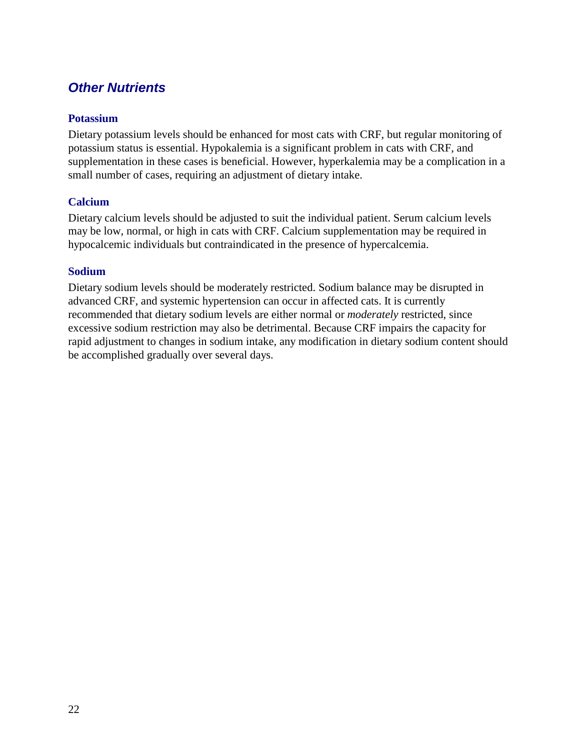## *Other Nutrients*

### Potassium

Dietary potassium levels should be enhanced for most cats with CRF, but regular monitoring of potassium status is essential. Hypokalemia is a significant problem in cats with CRF, and supplementation in these cases is beneficial. However, hyperkalemia may be a complication in a small number of cases, requiring an adjustment of dietary intake.

### Calcium

Dietary calcium levels should be adjusted to suit the individual patient. Serum calcium levels may be low, normal, or high in cats with CRF. Calcium supplementation may be required in hypocalcemic individuals but contraindicated in the presence of hypercalcemia.

### Sodium

Dietary sodium levels should be moderately restricted. Sodium balance may be disrupted in advanced CRF, and systemic hypertension can occur in affected cats. It is currently recommended that dietary sodium levels are either normal or *moderately* restricted, since excessive sodium restriction may also be detrimental. Because CRF impairs the capacity for rapid adjustment to changes in sodium intake, any modification in dietary sodium content should be accomplished gradually over several days.